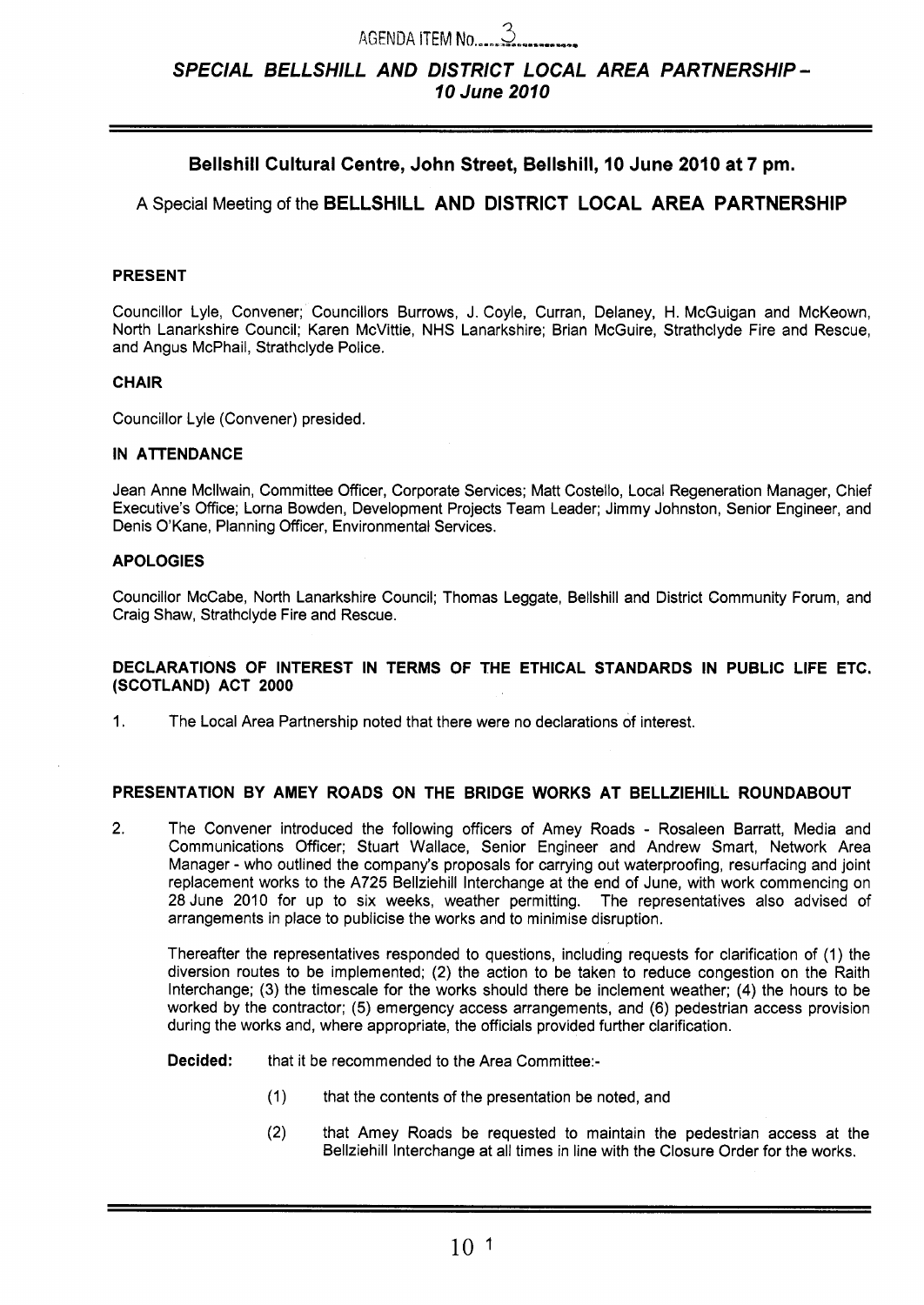AGENDA ITEM No. 3

## *SPECIAL BELLSHILL AND DISTRICT LOCAL AREA PARTNERSHIP – 10 June 2010*

### Bellshill Cultural Centre, John Street, Bellshill, 10 June 2010 at 7 pm.

A Special Meeting of the **BELLSHILL AND DISTRICT LOCAL AREA PARTNERSHIP**

**PRESENT**

Councillor Lyle, Convener; Councillors Burrows, J. Coyle, Curran, Delaney, H. McGuigan and McKeown, North Lanarkshire Council; Karen McVittie, NHS Lanarkshire; Brian McGuire, Strathclyde Fire and Rescue, and Angus McPhail, Strathclyde Police.

**CHAIR**

Councillor Lyle (Convener) presided.

**IN ATTENDANCE**

Jean Anne Mcllwain, Committee Officer, Corporate Services; Matt Costello, Local Regeneration Manager, Chief Executive's Office; Lorna Bowden, Development Projects Team Leader; Jimmy Johnston, Senior Engineer, and Denis O'Kane, Planning Officer, Environmental Services.

**APOLOGIES**

Councillor McCabe, North Lanarkshire Council; Thomas Leggate, Bellshill and District Community Forum, and Craig Shaw, Strathclyde Fire and Rescue.

**DECLARATIONS OF INTEREST IN TERMS OF THE ETHICAL STANDARDS IN PUBLIC LIFE ETC. (SCOTLAND) ACT 2000**

1. The Local Area Partnership noted that there were no declarations of interest.

**PRESENTATION BY AMEY ROADS ON THE BRIDGE WORKS AT BELLZIEHILL ROUNDABOUT**

2. The Convener introduced the following officers of Amey Roads - Rosaleen Barratt, Media and Communications Officer; Stuart Wallace, Senior Engineer and Andrew Smart, Network Area Manager - who outlined the company's proposals for carrying out waterproofing, resurfacing and joint replacement works to the A725 Bellziehill Interchange at the end of June, with work commencing on 28 June 2010 for up to six weeks, weather permitting. The representatives also advised of arrangements in place to publicise the works and to minimise disruption.

   Thereafter the representatives responded to questions, including requests for clarification of (1) the diversion routes to be implemented; (2) the action to be taken to reduce congestion on the Raith Interchange; (3) the timescale for the works should there be inclement weather; (4) the hours to be worked by the contractor; (5) emergency access arrangements, and (6) pedestrian access provision during the works and, where appropriate, the officials provided further clarification.

   **Decided:** that it be recommended to the Area Committee:-

   (1) that the contents of the presentation be noted, and

   (2) that Amey Roads be requested to maintain the pedestrian access at the Bellziehill Interchange at all times in line with the Closure Order for the works.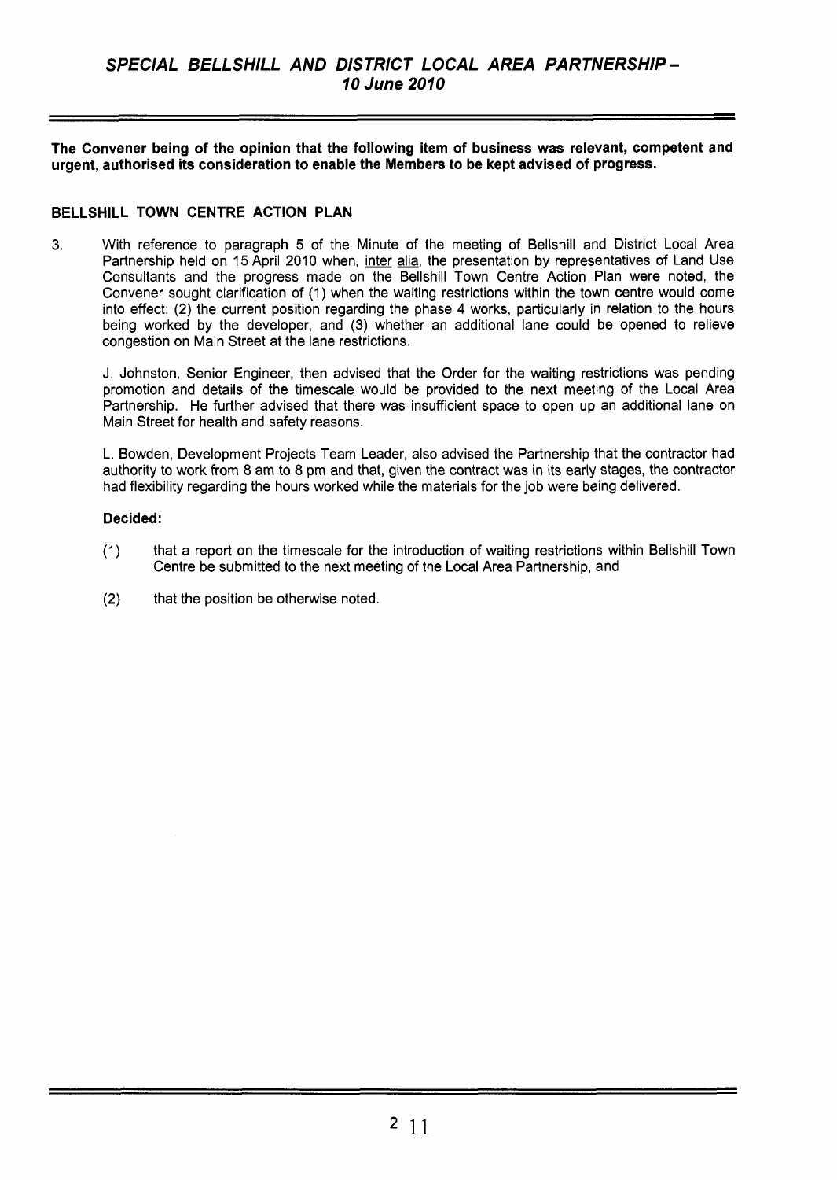**The Convener being of the opinion that the following item of business was relevant, competent and urgent, authorised its consideration to enable the Members to be kept advised of progress.**

## BELLSHILL TOWN CENTRE ACTION PLAN

3. With reference to paragraph 5 of the Minute of the meeting of Bellshill and District Local Area Partnership held on 15 April 2010 when, inter alia, the presentation by representatives of Land Use Consultants and the progress made on the Bellshill Town Centre Action Plan were noted, the Convener sought clarification of (1) when the waiting restrictions within the town centre would come into effect; (2) the current position regarding the phase 4 works, particularly in relation to the hours being worked by the developer, and (3) whether an additional lane could be opened to relieve congestion on Main Street at the lane restrictions.

   J. Johnston, Senior Engineer, then advised that the Order for the waiting restrictions was pending promotion and details of the timescale would be provided to the next meeting of the Local Area Partnership. He further advised that there was insufficient space to open up an additional lane on Main Street for health and safety reasons.

   L. Bowden, Development Projects Team Leader, also advised the Partnership that the contractor had authority to work from 8 am to 8 pm and that, given the contract was in its early stages, the contractor had flexibility regarding the hours worked while the materials for the job were being delivered.

   **Decided:**

   (1) that a report on the timescale for the introduction of waiting restrictions within Bellshill Town Centre be submitted to the next meeting of the Local Area Partnership, and

   (2) that the position be otherwise noted.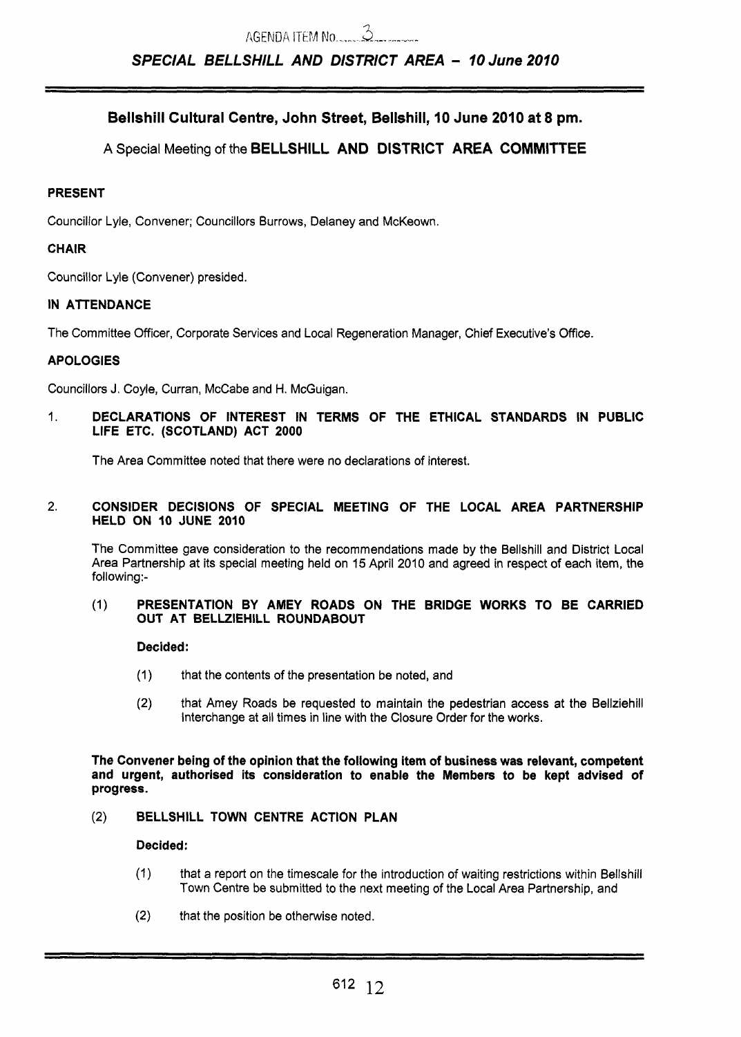AGENDA ITEM No. 3

## SPECIAL BELLSHILL AND DISTRICT AREA – 10 June 2010

### Bellshill Cultural Centre, John Street, Bellshill, 10 June 2010 at 8 pm.

A Special Meeting of the **BELLSHILL AND DISTRICT AREA COMMITTEE**

**PRESENT**

Councillor Lyle, Convener; Councillors Burrows, Delaney and McKeown.

**CHAIR**

Councillor Lyle (Convener) presided.

**IN ATTENDANCE**

The Committee Officer, Corporate Services and Local Regeneration Manager, Chief Executive's Office.

**APOLOGIES**

Councillors J. Coyle, Curran, McCabe and H. McGuigan.

1. **DECLARATIONS OF INTEREST IN TERMS OF THE ETHICAL STANDARDS IN PUBLIC LIFE ETC. (SCOTLAND) ACT 2000**

   The Area Committee noted that there were no declarations of interest.

2. **CONSIDER DECISIONS OF SPECIAL MEETING OF THE LOCAL AREA PARTNERSHIP HELD ON 10 JUNE 2010**

   The Committee gave consideration to the recommendations made by the Bellshill and District Local Area Partnership at its special meeting held on 15 April 2010 and agreed in respect of each item, the following:-

   (1) **PRESENTATION BY AMEY ROADS ON THE BRIDGE WORKS TO BE CARRIED OUT AT BELLZIEHILL ROUNDABOUT**

   **Decided:**

   (1) that the contents of the presentation be noted, and

   (2) that Amey Roads be requested to maintain the pedestrian access at the Bellziehill Interchange at all times in line with the Closure Order for the works.

   **The Convener being of the opinion that the following item of business was relevant, competent and urgent, authorised its consideration to enable the Members to be kept advised of progress.**

   (2) **BELLSHILL TOWN CENTRE ACTION PLAN**

   **Decided:**

   (1) that a report on the timescale for the introduction of waiting restrictions within Bellshill Town Centre be submitted to the next meeting of the Local Area Partnership, and

   (2) that the position be otherwise noted.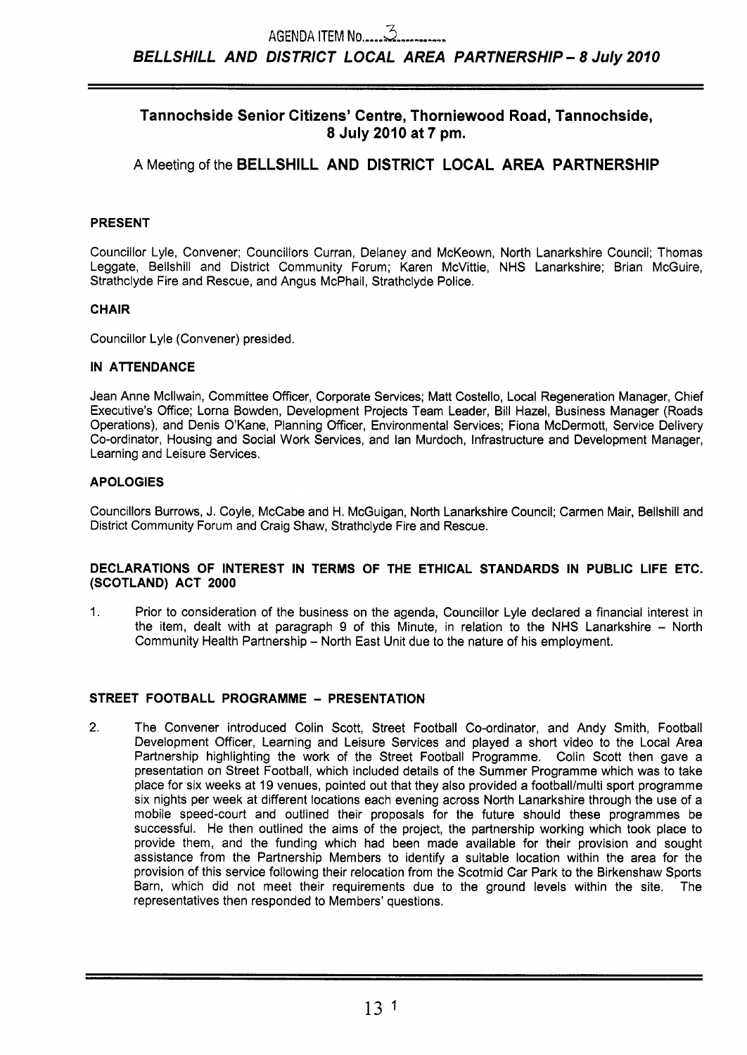AGENDA ITEM No. 3

**BELLSHILL AND DISTRICT LOCAL AREA PARTNERSHIP – 8 July 2010**

## Tannochside Senior Citizens' Centre, Thorniewood Road, Tannochside, 8 July 2010 at 7 pm.

### A Meeting of the BELLSHILL AND DISTRICT LOCAL AREA PARTNERSHIP

**PRESENT**

Councillor Lyle, Convener; Councillors Curran, Delaney and McKeown, North Lanarkshire Council; Thomas Leggate, Bellshill and District Community Forum; Karen McVittie, NHS Lanarkshire; Brian McGuire, Strathclyde Fire and Rescue, and Angus McPhail, Strathclyde Police.

**CHAIR**

Councillor Lyle (Convener) presided.

**IN ATTENDANCE**

Jean Anne Mcllwain, Committee Officer, Corporate Services; Matt Costello, Local Regeneration Manager, Chief Executive's Office; Lorna Bowden, Development Projects Team Leader, Bill Hazel, Business Manager (Roads Operations), and Denis O'Kane, Planning Officer, Environmental Services; Fiona McDermott, Service Delivery Co-ordinator, Housing and Social Work Services, and Ian Murdoch, Infrastructure and Development Manager, Learning and Leisure Services.

**APOLOGIES**

Councillors Burrows, J. Coyle, McCabe and H. McGuigan, North Lanarkshire Council; Carmen Mair, Bellshill and District Community Forum and Craig Shaw, Strathclyde Fire and Rescue.

**DECLARATIONS OF INTEREST IN TERMS OF THE ETHICAL STANDARDS IN PUBLIC LIFE ETC. (SCOTLAND) ACT 2000**

1. Prior to consideration of the business on the agenda, Councillor Lyle declared a financial interest in the item, dealt with at paragraph 9 of this Minute, in relation to the NHS Lanarkshire – North Community Health Partnership – North East Unit due to the nature of his employment.

**STREET FOOTBALL PROGRAMME – PRESENTATION**

2. The Convener introduced Colin Scott, Street Football Co-ordinator, and Andy Smith, Football Development Officer, Learning and Leisure Services and played a short video to the Local Area Partnership highlighting the work of the Street Football Programme. Colin Scott then gave a presentation on Street Football, which included details of the Summer Programme which was to take place for six weeks at 19 venues, pointed out that they also provided a football/multi sport programme six nights per week at different locations each evening across North Lanarkshire through the use of a mobile speed-court and outlined their proposals for the future should these programmes be successful. He then outlined the aims of the project, the partnership working which took place to provide them, and the funding which had been made available for their provision and sought assistance from the Partnership Members to identify a suitable location within the area for the provision of this service following their relocation from the Scotmid Car Park to the Birkenshaw Sports Barn, which did not meet their requirements due to the ground levels within the site. The representatives then responded to Members' questions.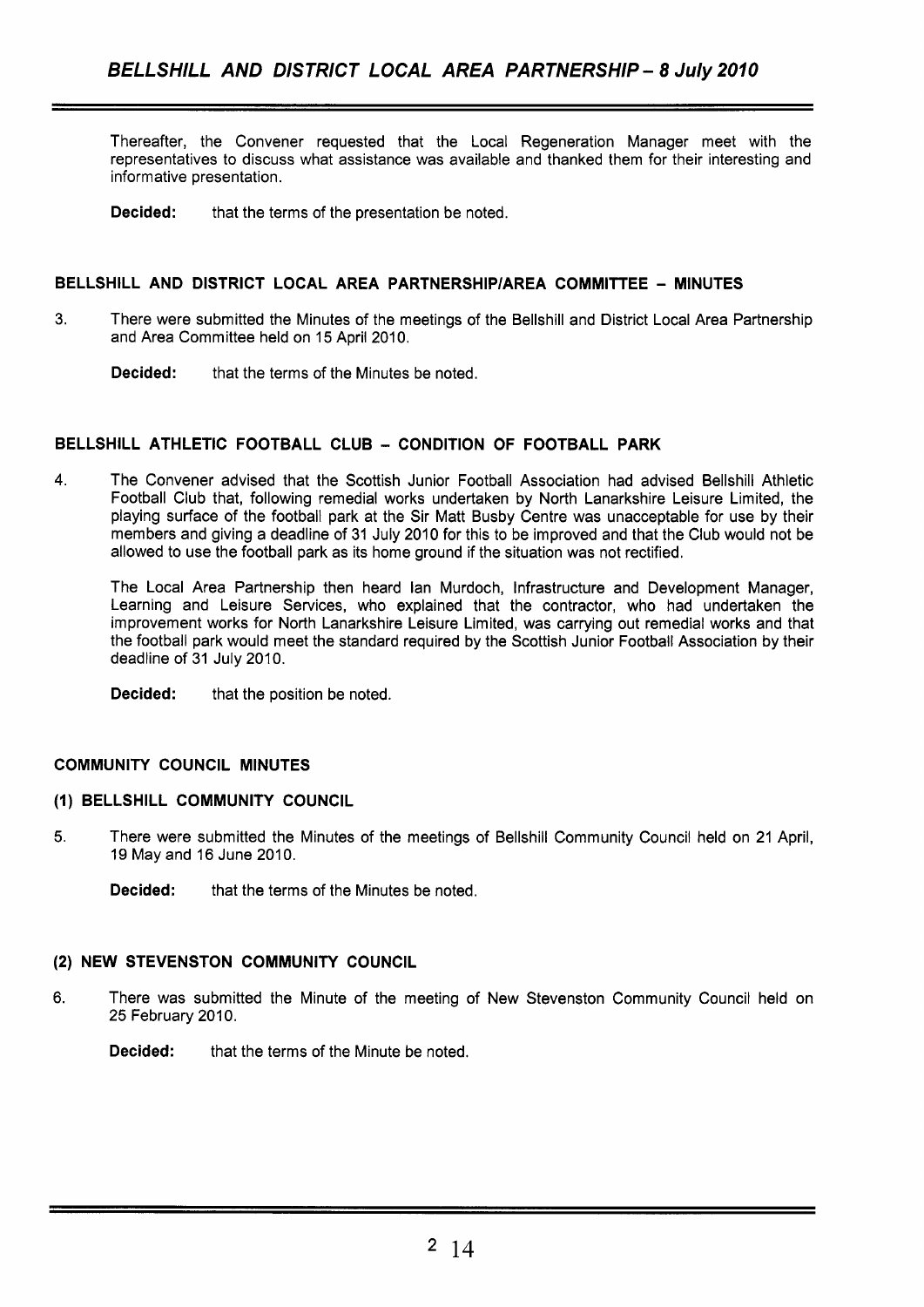Thereafter, the Convener requested that the Local Regeneration Manager meet with the representatives to discuss what assistance was available and thanked them for their interesting and informative presentation.

**Decided:** that the terms of the presentation be noted.

## BELLSHILL AND DISTRICT LOCAL AREA PARTNERSHIP/AREA COMMITTEE – MINUTES

3. There were submitted the Minutes of the meetings of the Bellshill and District Local Area Partnership and Area Committee held on 15 April 2010.

   **Decided:** that the terms of the Minutes be noted.

## BELLSHILL ATHLETIC FOOTBALL CLUB – CONDITION OF FOOTBALL PARK

4. The Convener advised that the Scottish Junior Football Association had advised Bellshill Athletic Football Club that, following remedial works undertaken by North Lanarkshire Leisure Limited, the playing surface of the football park at the Sir Matt Busby Centre was unacceptable for use by their members and giving a deadline of 31 July 2010 for this to be improved and that the Club would not be allowed to use the football park as its home ground if the situation was not rectified.

   The Local Area Partnership then heard Ian Murdoch, Infrastructure and Development Manager, Learning and Leisure Services, who explained that the contractor, who had undertaken the improvement works for North Lanarkshire Leisure Limited, was carrying out remedial works and that the football park would meet the standard required by the Scottish Junior Football Association by their deadline of 31 July 2010.

   **Decided:** that the position be noted.

## COMMUNITY COUNCIL MINUTES

### (1) BELLSHILL COMMUNITY COUNCIL

5. There were submitted the Minutes of the meetings of Bellshill Community Council held on 21 April, 19 May and 16 June 2010.

   **Decided:** that the terms of the Minutes be noted.

### (2) NEW STEVENSTON COMMUNITY COUNCIL

6. There was submitted the Minute of the meeting of New Stevenston Community Council held on 25 February 2010.

   **Decided:** that the terms of the Minute be noted.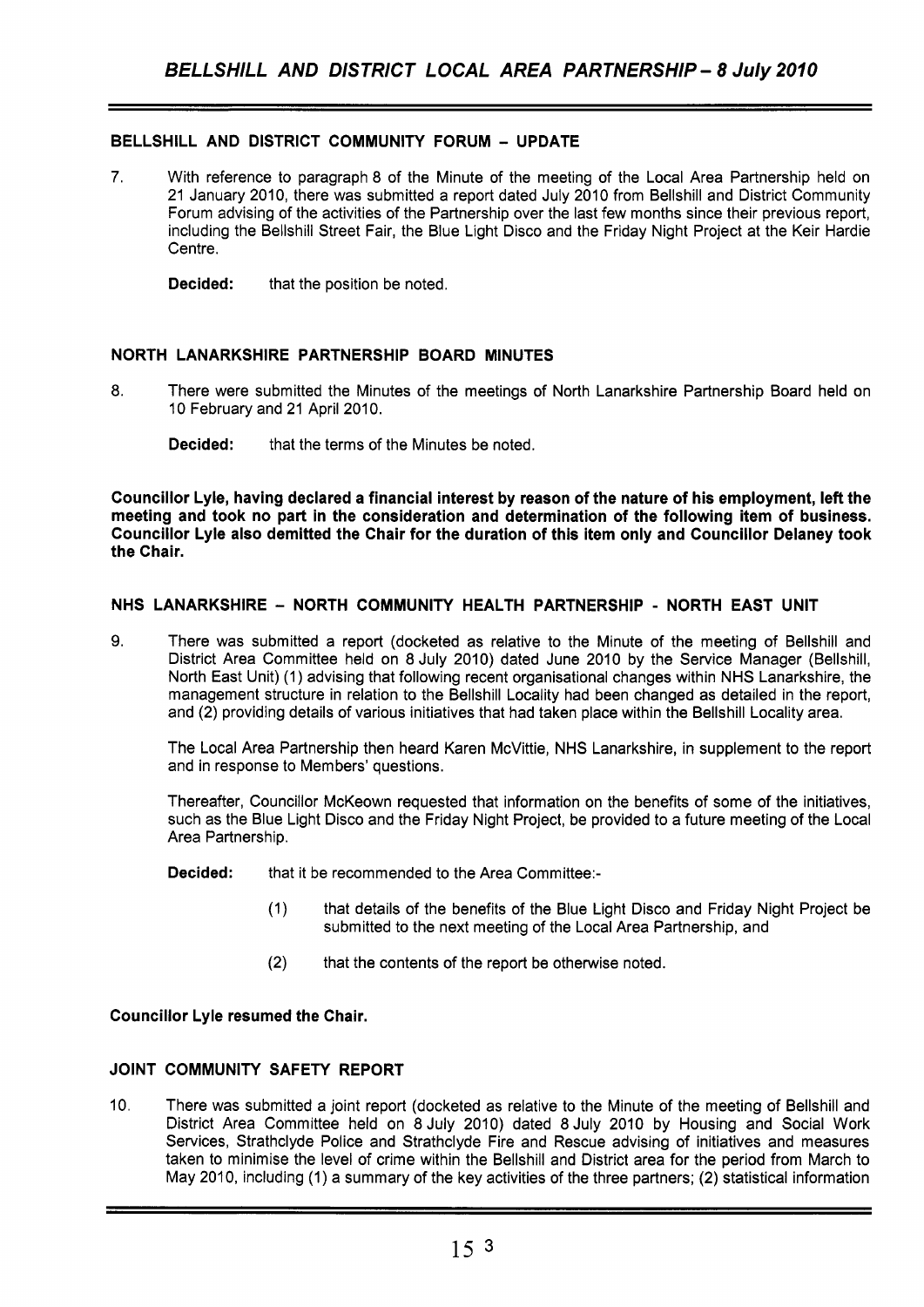## BELLSHILL AND DISTRICT COMMUNITY FORUM – UPDATE

7. With reference to paragraph 8 of the Minute of the meeting of the Local Area Partnership held on 21 January 2010, there was submitted a report dated July 2010 from Bellshill and District Community Forum advising of the activities of the Partnership over the last few months since their previous report, including the Bellshill Street Fair, the Blue Light Disco and the Friday Night Project at the Keir Hardie Centre.

   **Decided:** that the position be noted.

## NORTH LANARKSHIRE PARTNERSHIP BOARD MINUTES

8. There were submitted the Minutes of the meetings of North Lanarkshire Partnership Board held on 10 February and 21 April 2010.

   **Decided:** that the terms of the Minutes be noted.

**Councillor Lyle, having declared a financial interest by reason of the nature of his employment, left the meeting and took no part in the consideration and determination of the following item of business. Councillor Lyle also demitted the Chair for the duration of this item only and Councillor Delaney took the Chair.**

## NHS LANARKSHIRE – NORTH COMMUNITY HEALTH PARTNERSHIP - NORTH EAST UNIT

9. There was submitted a report (docketed as relative to the Minute of the meeting of Bellshill and District Area Committee held on 8 July 2010) dated June 2010 by the Service Manager (Bellshill, North East Unit) (1) advising that following recent organisational changes within NHS Lanarkshire, the management structure in relation to the Bellshill Locality had been changed as detailed in the report, and (2) providing details of various initiatives that had taken place within the Bellshill Locality area.

   The Local Area Partnership then heard Karen McVittie, NHS Lanarkshire, in supplement to the report and in response to Members' questions.

   Thereafter, Councillor McKeown requested that information on the benefits of some of the initiatives, such as the Blue Light Disco and the Friday Night Project, be provided to a future meeting of the Local Area Partnership.

   **Decided:** that it be recommended to the Area Committee:-

   (1) that details of the benefits of the Blue Light Disco and Friday Night Project be submitted to the next meeting of the Local Area Partnership, and

   (2) that the contents of the report be otherwise noted.

**Councillor Lyle resumed the Chair.**

## JOINT COMMUNITY SAFETY REPORT

10. There was submitted a joint report (docketed as relative to the Minute of the meeting of Bellshill and District Area Committee held on 8 July 2010) dated 8 July 2010 by Housing and Social Work Services, Strathclyde Police and Strathclyde Fire and Rescue advising of initiatives and measures taken to minimise the level of crime within the Bellshill and District area for the period from March to May 2010, including (1) a summary of the key activities of the three partners; (2) statistical information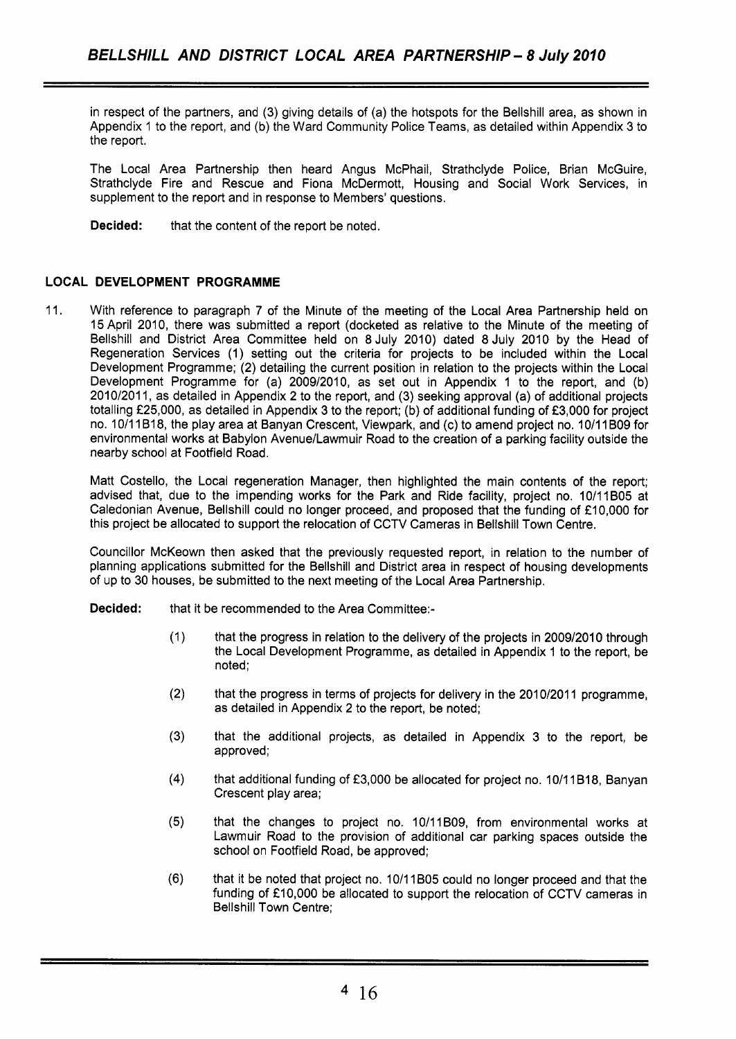in respect of the partners, and (3) giving details of (a) the hotspots for the Bellshill area, as shown in Appendix 1 to the report, and (b) the Ward Community Police Teams, as detailed within Appendix 3 to the report.

The Local Area Partnership then heard Angus McPhail, Strathclyde Police, Brian McGuire, Strathclyde Fire and Rescue and Fiona McDermott, Housing and Social Work Services, in supplement to the report and in response to Members' questions.

**Decided:** that the content of the report be noted.

## LOCAL DEVELOPMENT PROGRAMME

11. With reference to paragraph 7 of the Minute of the meeting of the Local Area Partnership held on 15 April 2010, there was submitted a report (docketed as relative to the Minute of the meeting of Bellshill and District Area Committee held on 8 July 2010) dated 8 July 2010 by the Head of Regeneration Services (1) setting out the criteria for projects to be included within the Local Development Programme; (2) detailing the current position in relation to the projects within the Local Development Programme for (a) 2009/2010, as set out in Appendix 1 to the report, and (b) 2010/2011, as detailed in Appendix 2 to the report, and (3) seeking approval (a) of additional projects totalling £25,000, as detailed in Appendix 3 to the report; (b) of additional funding of £3,000 for project no. 10/11B18, the play area at Banyan Crescent, Viewpark, and (c) to amend project no. 10/11B09 for environmental works at Babylon Avenue/Lawmuir Road to the creation of a parking facility outside the nearby school at Footfield Road.

Matt Costello, the Local regeneration Manager, then highlighted the main contents of the report; advised that, due to the impending works for the Park and Ride facility, project no. 10/11B05 at Caledonian Avenue, Bellshill could no longer proceed, and proposed that the funding of £10,000 for this project be allocated to support the relocation of CCTV Cameras in Bellshill Town Centre.

Councillor McKeown then asked that the previously requested report, in relation to the number of planning applications submitted for the Bellshill and District area in respect of housing developments of up to 30 houses, be submitted to the next meeting of the Local Area Partnership.

**Decided:** that it be recommended to the Area Committee:-

(1) that the progress in relation to the delivery of the projects in 2009/2010 through the Local Development Programme, as detailed in Appendix 1 to the report, be noted;

(2) that the progress in terms of projects for delivery in the 2010/2011 programme, as detailed in Appendix 2 to the report, be noted;

(3) that the additional projects, as detailed in Appendix 3 to the report, be approved;

(4) that additional funding of £3,000 be allocated for project no. 10/11B18, Banyan Crescent play area;

(5) that the changes to project no. 10/11B09, from environmental works at Lawmuir Road to the provision of additional car parking spaces outside the school on Footfield Road, be approved;

(6) that it be noted that project no. 10/11B05 could no longer proceed and that the funding of £10,000 be allocated to support the relocation of CCTV cameras in Bellshill Town Centre;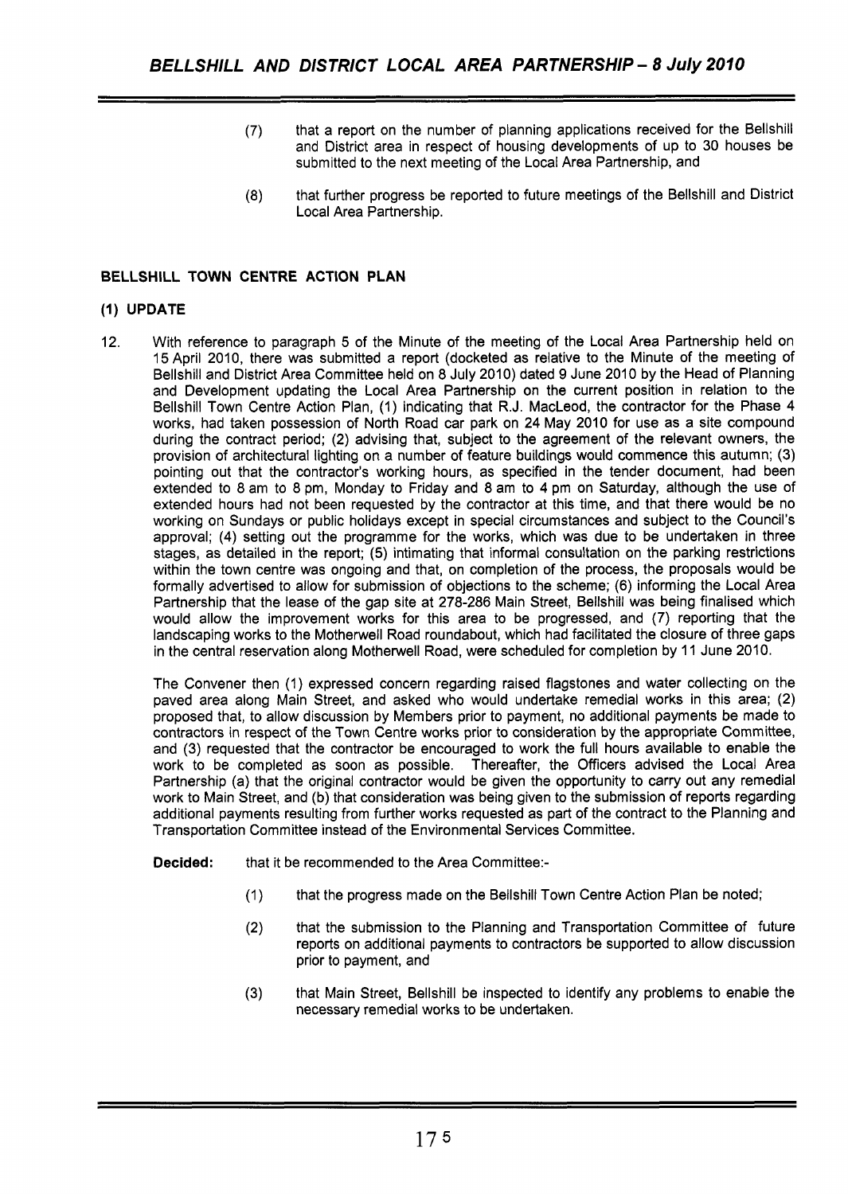(7) that a report on the number of planning applications received for the Bellshill and District area in respect of housing developments of up to 30 houses be submitted to the next meeting of the Local Area Partnership, and

(8) that further progress be reported to future meetings of the Bellshill and District Local Area Partnership.

## BELLSHILL TOWN CENTRE ACTION PLAN

### (1) UPDATE

12. With reference to paragraph 5 of the Minute of the meeting of the Local Area Partnership held on 15 April 2010, there was submitted a report (docketed as relative to the Minute of the meeting of Bellshill and District Area Committee held on 8 July 2010) dated 9 June 2010 by the Head of Planning and Development updating the Local Area Partnership on the current position in relation to the Bellshill Town Centre Action Plan, (1) indicating that R.J. MacLeod, the contractor for the Phase 4 works, had taken possession of North Road car park on 24 May 2010 for use as a site compound during the contract period; (2) advising that, subject to the agreement of the relevant owners, the provision of architectural lighting on a number of feature buildings would commence this autumn; (3) pointing out that the contractor's working hours, as specified in the tender document, had been extended to 8 am to 8 pm, Monday to Friday and 8 am to 4 pm on Saturday, although the use of extended hours had not been requested by the contractor at this time, and that there would be no working on Sundays or public holidays except in special circumstances and subject to the Council's approval; (4) setting out the programme for the works, which was due to be undertaken in three stages, as detailed in the report; (5) intimating that informal consultation on the parking restrictions within the town centre was ongoing and that, on completion of the process, the proposals would be formally advertised to allow for submission of objections to the scheme; (6) informing the Local Area Partnership that the lease of the gap site at 278-286 Main Street, Bellshill was being finalised which would allow the improvement works for this area to be progressed, and (7) reporting that the landscaping works to the Motherwell Road roundabout, which had facilitated the closure of three gaps in the central reservation along Motherwell Road, were scheduled for completion by 11 June 2010.

The Convener then (1) expressed concern regarding raised flagstones and water collecting on the paved area along Main Street, and asked who would undertake remedial works in this area; (2) proposed that, to allow discussion by Members prior to payment, no additional payments be made to contractors in respect of the Town Centre works prior to consideration by the appropriate Committee, and (3) requested that the contractor be encouraged to work the full hours available to enable the work to be completed as soon as possible. Thereafter, the Officers advised the Local Area Partnership (a) that the original contractor would be given the opportunity to carry out any remedial work to Main Street, and (b) that consideration was being given to the submission of reports regarding additional payments resulting from further works requested as part of the contract to the Planning and Transportation Committee instead of the Environmental Services Committee.

**Decided:** that it be recommended to the Area Committee:-

(1) that the progress made on the Bellshill Town Centre Action Plan be noted;

(2) that the submission to the Planning and Transportation Committee of future reports on additional payments to contractors be supported to allow discussion prior to payment, and

(3) that Main Street, Bellshill be inspected to identify any problems to enable the necessary remedial works to be undertaken.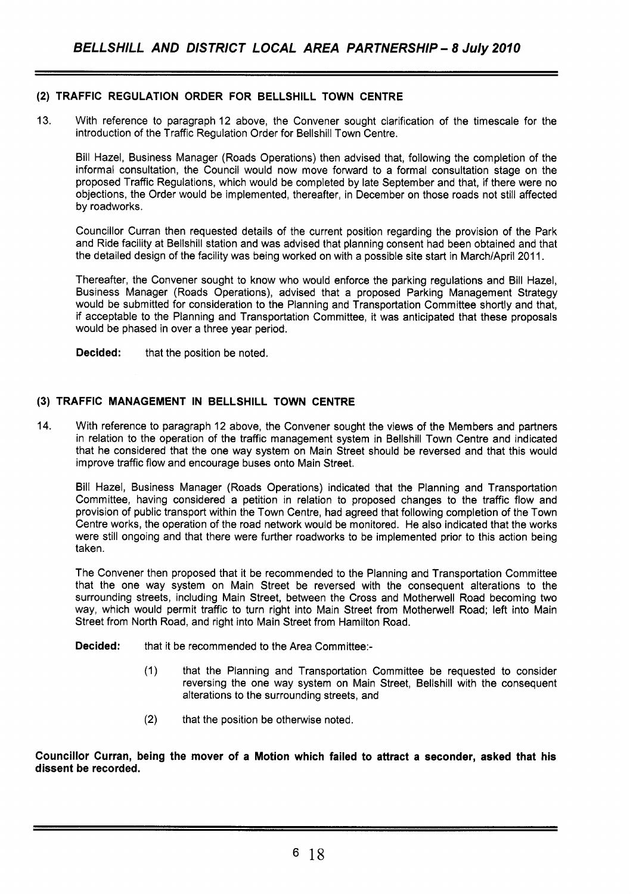## (2) TRAFFIC REGULATION ORDER FOR BELLSHILL TOWN CENTRE

13. With reference to paragraph 12 above, the Convener sought clarification of the timescale for the introduction of the Traffic Regulation Order for Bellshill Town Centre.

Bill Hazel, Business Manager (Roads Operations) then advised that, following the completion of the informal consultation, the Council would now move forward to a formal consultation stage on the proposed Traffic Regulations, which would be completed by late September and that, if there were no objections, the Order would be implemented, thereafter, in December on those roads not still affected by roadworks.

Councillor Curran then requested details of the current position regarding the provision of the Park and Ride facility at Bellshill station and was advised that planning consent had been obtained and that the detailed design of the facility was being worked on with a possible site start in March/April 2011.

Thereafter, the Convener sought to know who would enforce the parking regulations and Bill Hazel, Business Manager (Roads Operations), advised that a proposed Parking Management Strategy would be submitted for consideration to the Planning and Transportation Committee shortly and that, if acceptable to the Planning and Transportation Committee, it was anticipated that these proposals would be phased in over a three year period.

**Decided:** that the position be noted.

## (3) TRAFFIC MANAGEMENT IN BELLSHILL TOWN CENTRE

14. With reference to paragraph 12 above, the Convener sought the views of the Members and partners in relation to the operation of the traffic management system in Bellshill Town Centre and indicated that he considered that the one way system on Main Street should be reversed and that this would improve traffic flow and encourage buses onto Main Street.

Bill Hazel, Business Manager (Roads Operations) indicated that the Planning and Transportation Committee, having considered a petition in relation to proposed changes to the traffic flow and provision of public transport within the Town Centre, had agreed that following completion of the Town Centre works, the operation of the road network would be monitored. He also indicated that the works were still ongoing and that there were further roadworks to be implemented prior to this action being taken.

The Convener then proposed that it be recommended to the Planning and Transportation Committee that the one way system on Main Street be reversed with the consequent alterations to the surrounding streets, including Main Street, between the Cross and Motherwell Road becoming two way, which would permit traffic to turn right into Main Street from Motherwell Road; left into Main Street from North Road, and right into Main Street from Hamilton Road.

**Decided:** that it be recommended to the Area Committee:-

(1) that the Planning and Transportation Committee be requested to consider reversing the one way system on Main Street, Bellshill with the consequent alterations to the surrounding streets, and

(2) that the position be otherwise noted.

**Councillor Curran, being the mover of a Motion which failed to attract a seconder, asked that his dissent be recorded.**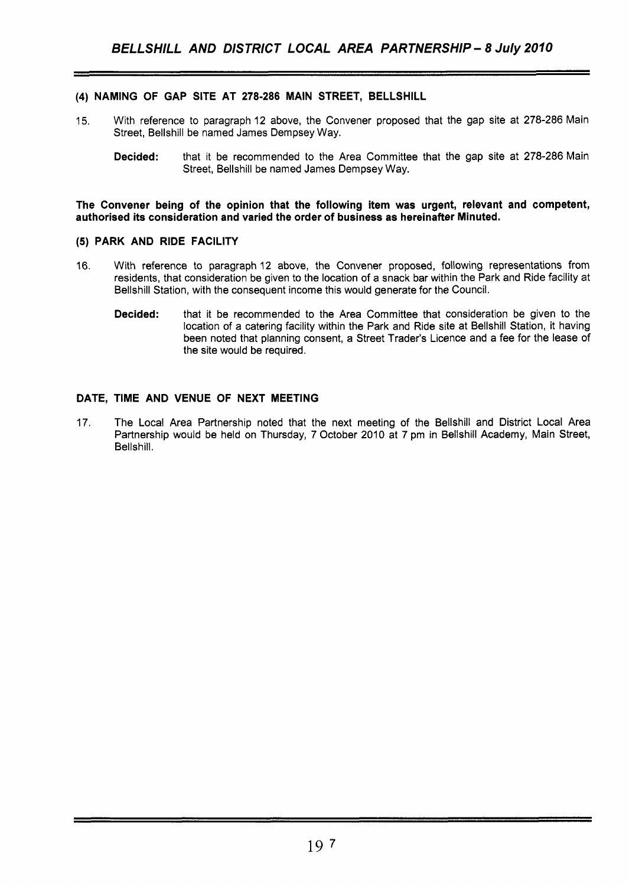### (4) NAMING OF GAP SITE AT 278-286 MAIN STREET, BELLSHILL

15. With reference to paragraph 12 above, the Convener proposed that the gap site at 278-286 Main Street, Bellshill be named James Dempsey Way.

    **Decided:** that it be recommended to the Area Committee that the gap site at 278-286 Main Street, Bellshill be named James Dempsey Way.

**The Convener being of the opinion that the following item was urgent, relevant and competent, authorised its consideration and varied the order of business as hereinafter Minuted.**

### (5) PARK AND RIDE FACILITY

16. With reference to paragraph 12 above, the Convener proposed, following representations from residents, that consideration be given to the location of a snack bar within the Park and Ride facility at Bellshill Station, with the consequent income this would generate for the Council.

    **Decided:** that it be recommended to the Area Committee that consideration be given to the location of a catering facility within the Park and Ride site at Bellshill Station, it having been noted that planning consent, a Street Trader's Licence and a fee for the lease of the site would be required.

### DATE, TIME AND VENUE OF NEXT MEETING

17. The Local Area Partnership noted that the next meeting of the Bellshill and District Local Area Partnership would be held on Thursday, 7 October 2010 at 7 pm in Bellshill Academy, Main Street, Bellshill.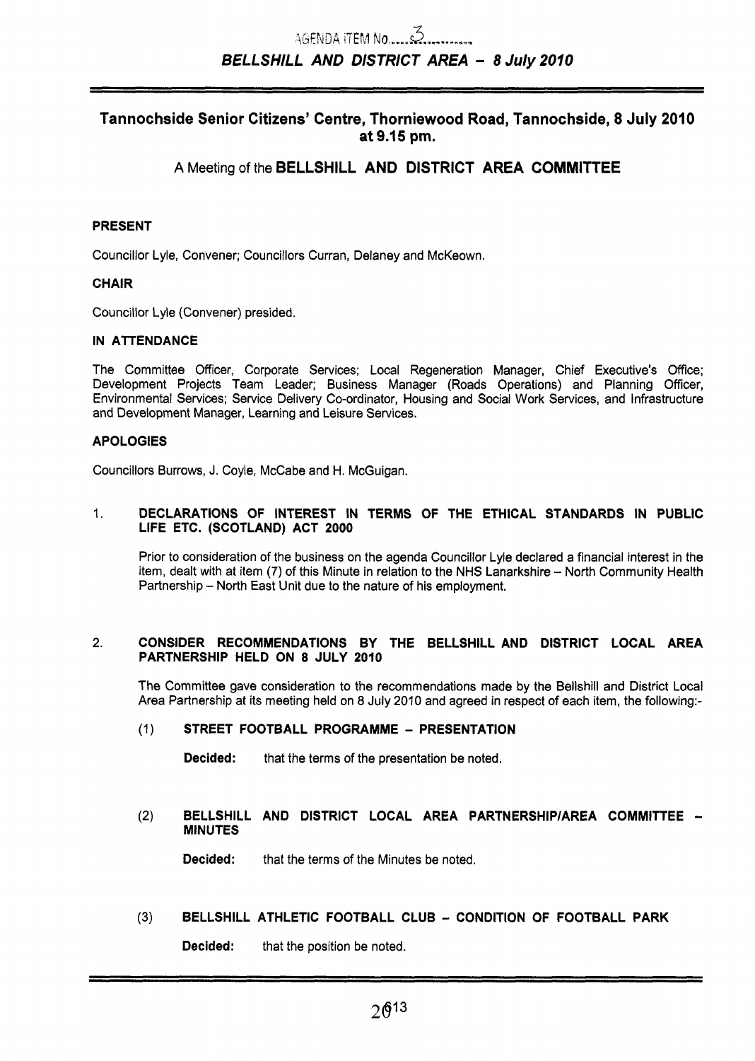AGENDA ITEM No. 3

***BELLSHILL AND DISTRICT AREA – 8 July 2010***

## Tannochside Senior Citizens' Centre, Thorniewood Road, Tannochside, 8 July 2010 at 9.15 pm.

A Meeting of the **BELLSHILL AND DISTRICT AREA COMMITTEE**

**PRESENT**

Councillor Lyle, Convener; Councillors Curran, Delaney and McKeown.

**CHAIR**

Councillor Lyle (Convener) presided.

**IN ATTENDANCE**

The Committee Officer, Corporate Services; Local Regeneration Manager, Chief Executive's Office; Development Projects Team Leader; Business Manager (Roads Operations) and Planning Officer, Environmental Services; Service Delivery Co-ordinator, Housing and Social Work Services, and Infrastructure and Development Manager, Learning and Leisure Services.

**APOLOGIES**

Councillors Burrows, J. Coyle, McCabe and H. McGuigan.

1. **DECLARATIONS OF INTEREST IN TERMS OF THE ETHICAL STANDARDS IN PUBLIC LIFE ETC. (SCOTLAND) ACT 2000**

   Prior to consideration of the business on the agenda Councillor Lyle declared a financial interest in the item, dealt with at item (7) of this Minute in relation to the NHS Lanarkshire – North Community Health Partnership – North East Unit due to the nature of his employment.

2. **CONSIDER RECOMMENDATIONS BY THE BELLSHILL AND DISTRICT LOCAL AREA PARTNERSHIP HELD ON 8 JULY 2010**

   The Committee gave consideration to the recommendations made by the Bellshill and District Local Area Partnership at its meeting held on 8 July 2010 and agreed in respect of each item, the following:-

   (1) **STREET FOOTBALL PROGRAMME – PRESENTATION**

   **Decided:** that the terms of the presentation be noted.

   (2) **BELLSHILL AND DISTRICT LOCAL AREA PARTNERSHIP/AREA COMMITTEE – MINUTES**

   **Decided:** that the terms of the Minutes be noted.

   (3) **BELLSHILL ATHLETIC FOOTBALL CLUB – CONDITION OF FOOTBALL PARK**

   **Decided:** that the position be noted.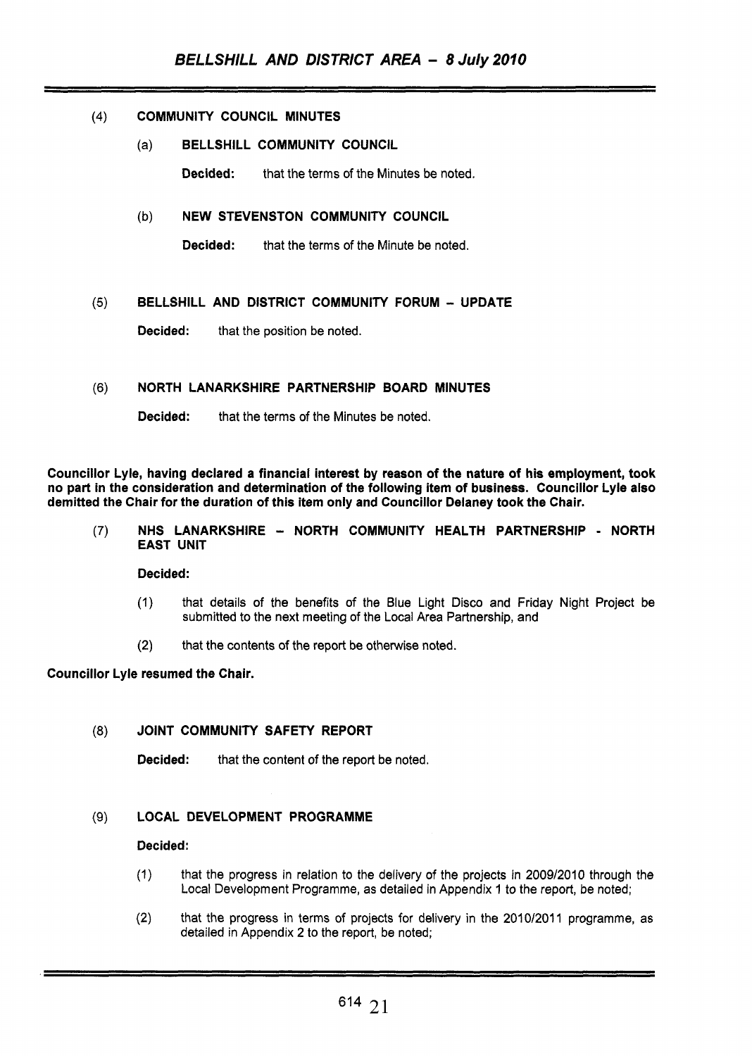(4) **COMMUNITY COUNCIL MINUTES**

(a) **BELLSHILL COMMUNITY COUNCIL**

**Decided:** that the terms of the Minutes be noted.

(b) **NEW STEVENSTON COMMUNITY COUNCIL**

**Decided:** that the terms of the Minute be noted.

(5) **BELLSHILL AND DISTRICT COMMUNITY FORUM – UPDATE**

**Decided:** that the position be noted.

(6) **NORTH LANARKSHIRE PARTNERSHIP BOARD MINUTES**

**Decided:** that the terms of the Minutes be noted.

**Councillor Lyle, having declared a financial interest by reason of the nature of his employment, took no part in the consideration and determination of the following item of business. Councillor Lyle also demitted the Chair for the duration of this item only and Councillor Delaney took the Chair.**

(7) **NHS LANARKSHIRE – NORTH COMMUNITY HEALTH PARTNERSHIP - NORTH EAST UNIT**

**Decided:**

(1) that details of the benefits of the Blue Light Disco and Friday Night Project be submitted to the next meeting of the Local Area Partnership, and

(2) that the contents of the report be otherwise noted.

**Councillor Lyle resumed the Chair.**

(8) **JOINT COMMUNITY SAFETY REPORT**

**Decided:** that the content of the report be noted.

(9) **LOCAL DEVELOPMENT PROGRAMME**

**Decided:**

(1) that the progress in relation to the delivery of the projects in 2009/2010 through the Local Development Programme, as detailed in Appendix 1 to the report, be noted;

(2) that the progress in terms of projects for delivery in the 2010/2011 programme, as detailed in Appendix 2 to the report, be noted;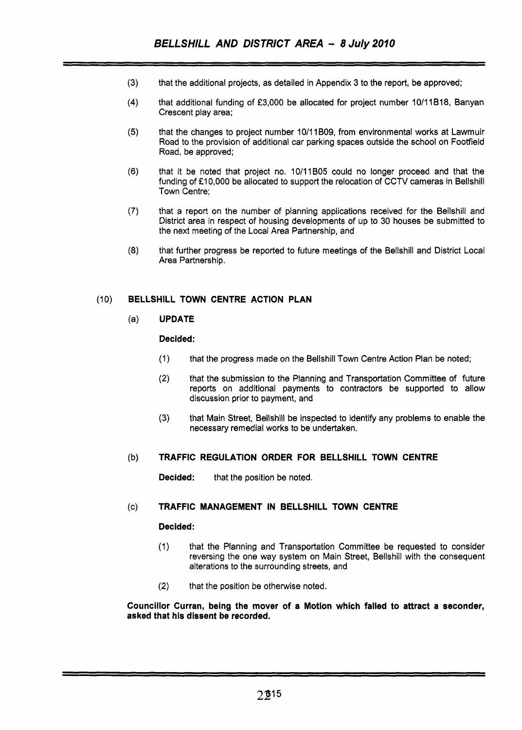(3) that the additional projects, as detailed in Appendix 3 to the report, be approved;

(4) that additional funding of £3,000 be allocated for project number 10/11B18, Banyan Crescent play area;

(5) that the changes to project number 10/11B09, from environmental works at Lawmuir Road to the provision of additional car parking spaces outside the school on Footfield Road, be approved;

(6) that it be noted that project no. 10/11B05 could no longer proceed and that the funding of £10,000 be allocated to support the relocation of CCTV cameras in Bellshill Town Centre;

(7) that a report on the number of planning applications received for the Bellshill and District area in respect of housing developments of up to 30 houses be submitted to the next meeting of the Local Area Partnership, and

(8) that further progress be reported to future meetings of the Bellshill and District Local Area Partnership.

## (10) BELLSHILL TOWN CENTRE ACTION PLAN

### (a) UPDATE

**Decided:**

(1) that the progress made on the Bellshill Town Centre Action Plan be noted;

(2) that the submission to the Planning and Transportation Committee of future reports on additional payments to contractors be supported to allow discussion prior to payment, and

(3) that Main Street, Bellshill be inspected to identify any problems to enable the necessary remedial works to be undertaken.

### (b) TRAFFIC REGULATION ORDER FOR BELLSHILL TOWN CENTRE

**Decided:** that the position be noted.

### (c) TRAFFIC MANAGEMENT IN BELLSHILL TOWN CENTRE

**Decided:**

(1) that the Planning and Transportation Committee be requested to consider reversing the one way system on Main Street, Bellshill with the consequent alterations to the surrounding streets, and

(2) that the position be otherwise noted.

**Councillor Curran, being the mover of a Motion which failed to attract a seconder, asked that his dissent be recorded.**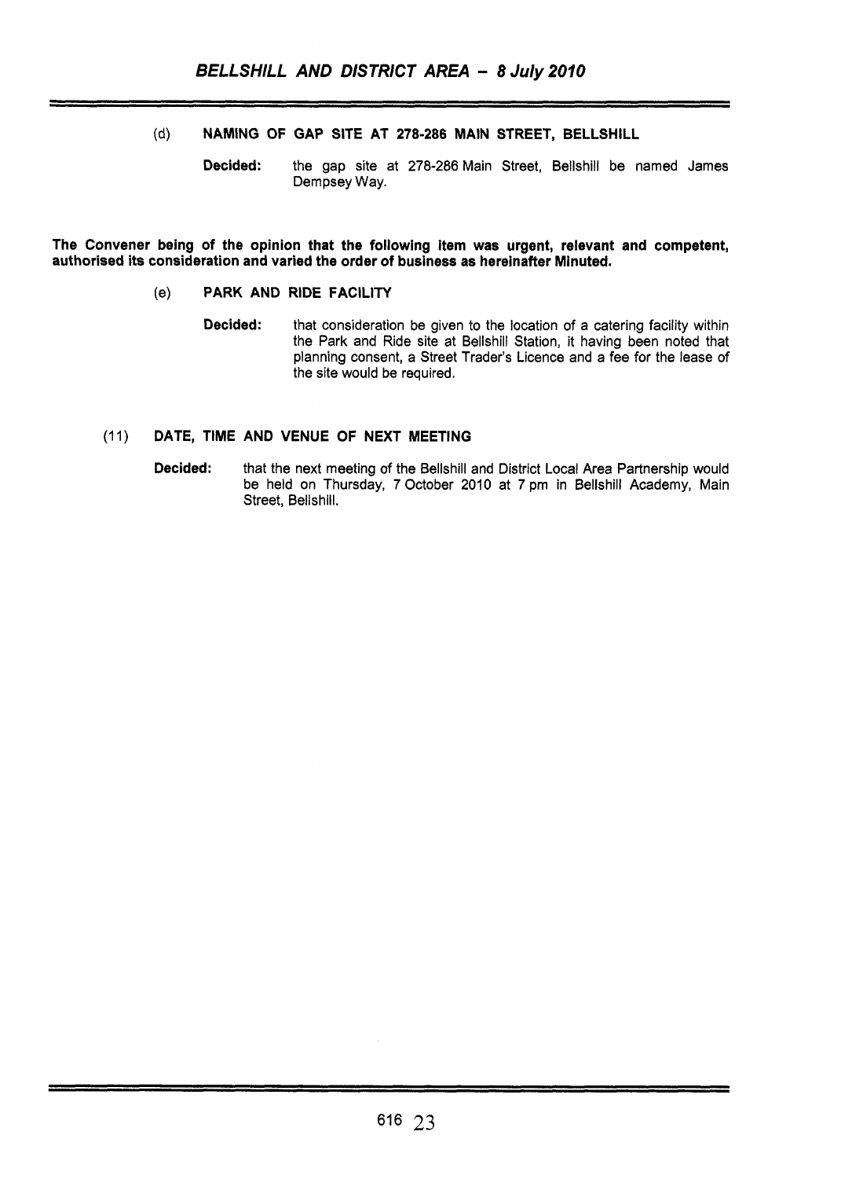(d) **NAMING OF GAP SITE AT 278-286 MAIN STREET, BELLSHILL**

**Decided:** the gap site at 278-286 Main Street, Bellshill be named James Dempsey Way.

**The Convener being of the opinion that the following item was urgent, relevant and competent, authorised its consideration and varied the order of business as hereinafter Minuted.**

(e) **PARK AND RIDE FACILITY**

**Decided:** that consideration be given to the location of a catering facility within the Park and Ride site at Bellshill Station, it having been noted that planning consent, a Street Trader's Licence and a fee for the lease of the site would be required.

(11) **DATE, TIME AND VENUE OF NEXT MEETING**

**Decided:** that the next meeting of the Bellshill and District Local Area Partnership would be held on Thursday, 7 October 2010 at 7 pm in Bellshill Academy, Main Street, Bellshill.